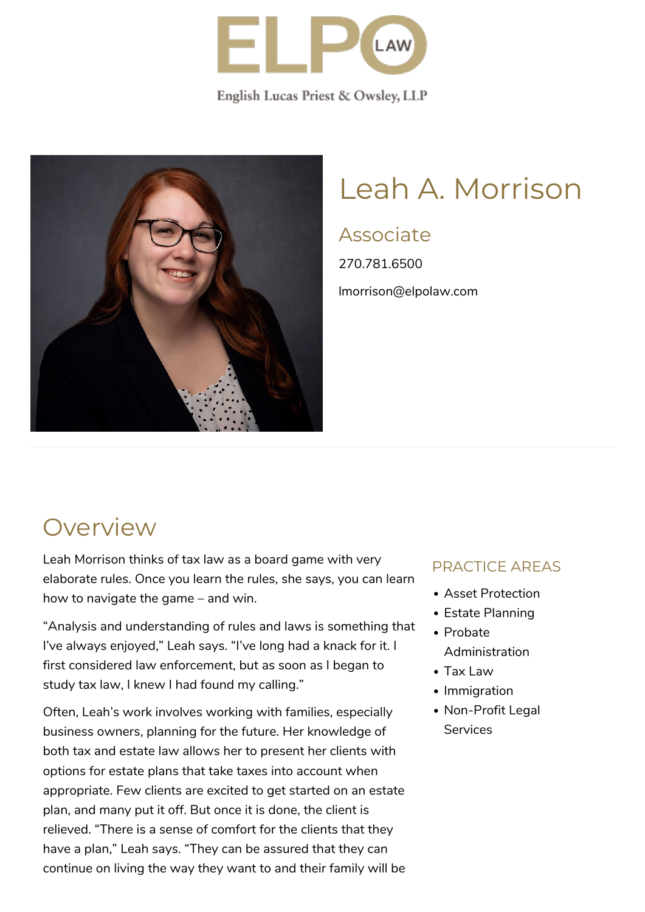ELPO LAW

English Lucas Priest & Owsley, LLP

# Leah A. Morrison

## Associate

270.781.6500

lmorrison@elpolaw.com

## Overview

Leah Morrison thinks of tax law as a board game with very elaborate rules. Once you learn the rules, she says, you can learn how to navigate the game – and win.

"Analysis and understanding of rules and laws is something that I've always enjoyed," Leah says. "I've long had a knack for it. I first considered law enforcement, but as soon as I began to study tax law, I knew I had found my calling."

Often, Leah's work involves working with families, especially business owners, planning for the future. Her knowledge of both tax and estate law allows her to present her clients with options for estate plans that take taxes into account when appropriate. Few clients are excited to get started on an estate plan, and many put it off. But once it is done, the client is relieved. "There is a sense of comfort for the clients that they have a plan," Leah says. "They can be assured that they can continue on living the way they want to and their family will be

### PRACTICE AREAS

- Asset Protection
- Estate Planning
- Probate Administration
- Tax Law
- Immigration
- Non-Profit Legal Services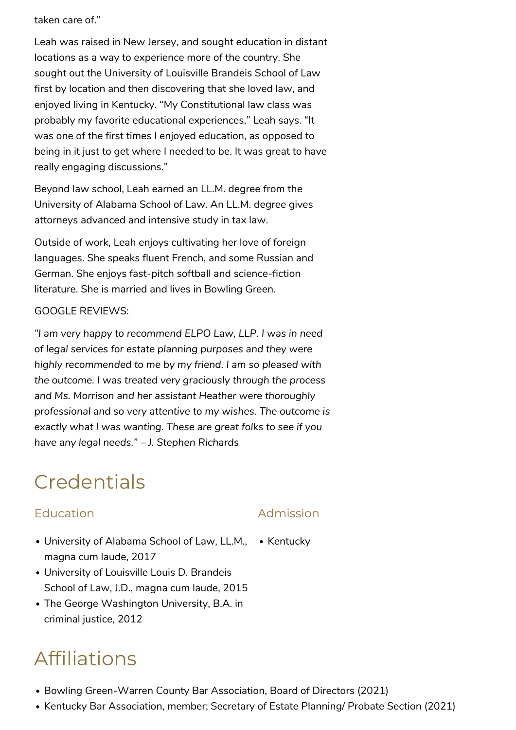taken care of."

Leah was raised in New Jersey, and sought education in distant locations as a way to experience more of the country. She sought out the University of Louisville Brandeis School of Law first by location and then discovering that she loved law, and enjoyed living in Kentucky. "My Constitutional law class was probably my favorite educational experiences," Leah says. "It was one of the first times I enjoyed education, as opposed to being in it just to get where I needed to be. It was great to have really engaging discussions."

Beyond law school, Leah earned an LL.M. degree from the University of Alabama School of Law. An LL.M. degree gives attorneys advanced and intensive study in tax law.

Outside of work, Leah enjoys cultivating her love of foreign languages. She speaks fluent French, and some Russian and German. She enjoys fast-pitch softball and science-fiction literature. She is married and lives in Bowling Green.

GOOGLE REVIEWS:

*"I am very happy to recommend ELPO Law, LLP. I was in need of legal services for estate planning purposes and they were highly recommended to me by my friend. I am so pleased with the outcome. I was treated very graciously through the process and Ms. Morrison and her assistant Heather were thoroughly professional and so very attentive to my wishes. The outcome is exactly what I was wanting. These are great folks to see if you have any legal needs." – J. Stephen Richards*

# Credentials

## Education

- University of Alabama School of Law, LL.M., magna cum laude, 2017
- University of Louisville Louis D. Brandeis School of Law, J.D., magna cum laude, 2015
- The George Washington University, B.A. in criminal justice, 2012

## Admission

- Kentucky

# Affiliations

- Bowling Green-Warren County Bar Association, Board of Directors (2021)
- Kentucky Bar Association, member; Secretary of Estate Planning/ Probate Section (2021)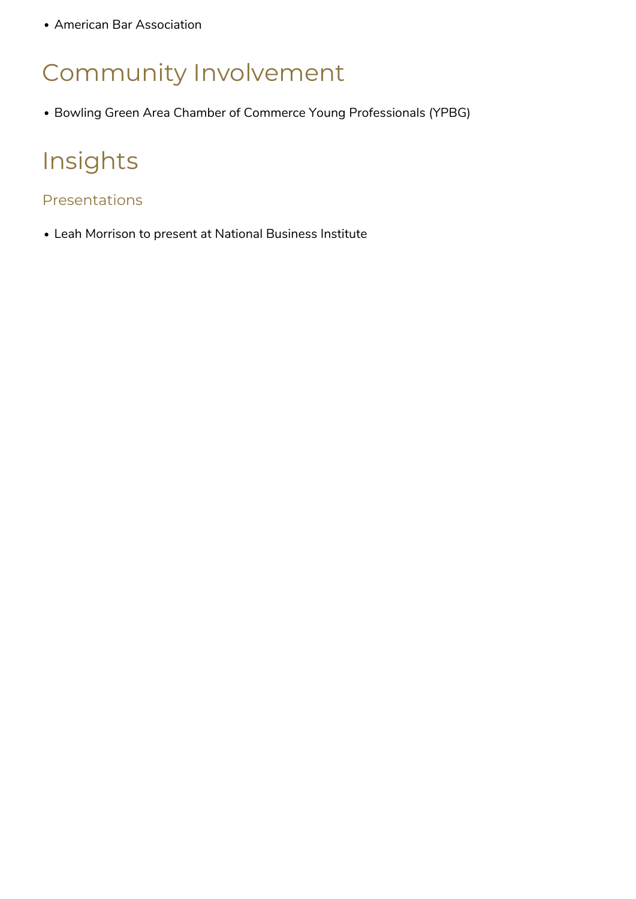- American Bar Association

# Community Involvement

- Bowling Green Area Chamber of Commerce Young Professionals (YPBG)

# Insights

## Presentations

- Leah Morrison to present at National Business Institute